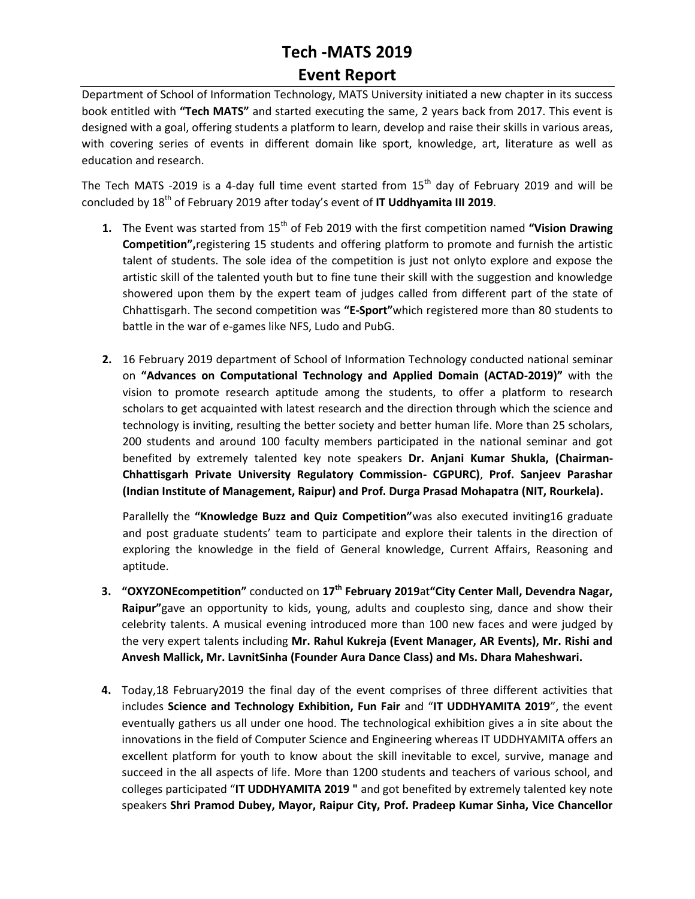# Tech -MATS 2019

## Event Report

Department of School of Information Technology, MATS University initiated a new chapter in its success book entitled with **"Tech MATS"** and started executing the same, 2 years back from 2017. This event is designed with a goal, offering students a platform to learn, develop and raise their skills in various areas, with covering series of events in different domain like sport, knowledge, art, literature as well as education and research.

The Tech MATS -2019 is a 4-day full time event started from 15th day of February 2019 and will be concluded by 18th of February 2019 after today's event of **IT Uddhyamita III 2019**.

1. The Event was started from 15th of Feb 2019 with the first competition named **"Vision Drawing Competition",**registering 15 students and offering platform to promote and furnish the artistic talent of students. The sole idea of the competition is just not onlyto explore and expose the artistic skill of the talented youth but to fine tune their skill with the suggestion and knowledge showered upon them by the expert team of judges called from different part of the state of Chhattisgarh. The second competition was **"E-Sport"**which registered more than 80 students to battle in the war of e-games like NFS, Ludo and PubG.

2. 16 February 2019 department of School of Information Technology conducted national seminar on **"Advances on Computational Technology and Applied Domain (ACTAD-2019)"** with the vision to promote research aptitude among the students, to offer a platform to research scholars to get acquainted with latest research and the direction through which the science and technology is inviting, resulting the better society and better human life. More than 25 scholars, 200 students and around 100 faculty members participated in the national seminar and got benefited by extremely talented key note speakers **Dr. Anjani Kumar Shukla, (Chairman-Chhattisgarh Private University Regulatory Commission- CGPURC)**, **Prof. Sanjeev Parashar (Indian Institute of Management, Raipur) and Prof. Durga Prasad Mohapatra (NIT, Rourkela).**

   Parallelly the **"Knowledge Buzz and Quiz Competition"**was also executed inviting16 graduate and post graduate students' team to participate and explore their talents in the direction of exploring the knowledge in the field of General knowledge, Current Affairs, Reasoning and aptitude.

3. **"OXYZONEcompetition"** conducted on **17th February 2019**at**"City Center Mall, Devendra Nagar, Raipur"**gave an opportunity to kids, young, adults and couplesto sing, dance and show their celebrity talents. A musical evening introduced more than 100 new faces and were judged by the very expert talents including **Mr. Rahul Kukreja (Event Manager, AR Events), Mr. Rishi and Anvesh Mallick, Mr. LavnitSinha (Founder Aura Dance Class) and Ms. Dhara Maheshwari.**

4. Today,18 February2019 the final day of the event comprises of three different activities that includes **Science and Technology Exhibition, Fun Fair** and "**IT UDDHYAMITA 2019**", the event eventually gathers us all under one hood. The technological exhibition gives a in site about the innovations in the field of Computer Science and Engineering whereas IT UDDHYAMITA offers an excellent platform for youth to know about the skill inevitable to excel, survive, manage and succeed in the all aspects of life. More than 1200 students and teachers of various school, and colleges participated "**IT UDDHYAMITA 2019 "** and got benefited by extremely talented key note speakers **Shri Pramod Dubey, Mayor, Raipur City, Prof. Pradeep Kumar Sinha, Vice Chancellor**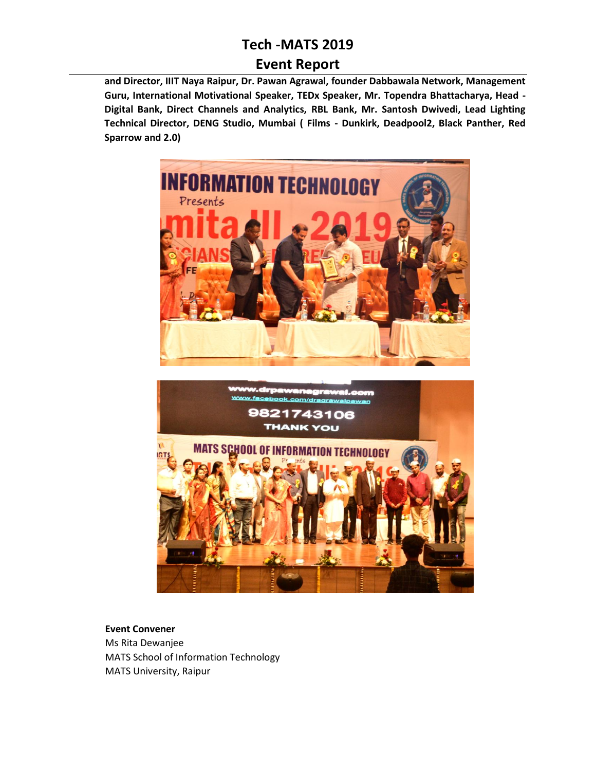**and Director, IIIT Naya Raipur, Dr. Pawan Agrawal, founder Dabbawala Network, Management Guru, International Motivational Speaker, TEDx Speaker, Mr. Topendra Bhattacharya, Head - Digital Bank, Direct Channels and Analytics, RBL Bank, Mr. Santosh Dwivedi, Lead Lighting Technical Director, DENG Studio, Mumbai ( Films - Dunkirk, Deadpool2, Black Panther, Red Sparrow and 2.0)**

**Event Convener**
Ms Rita Dewanjee
MATS School of Information Technology
MATS University, Raipur